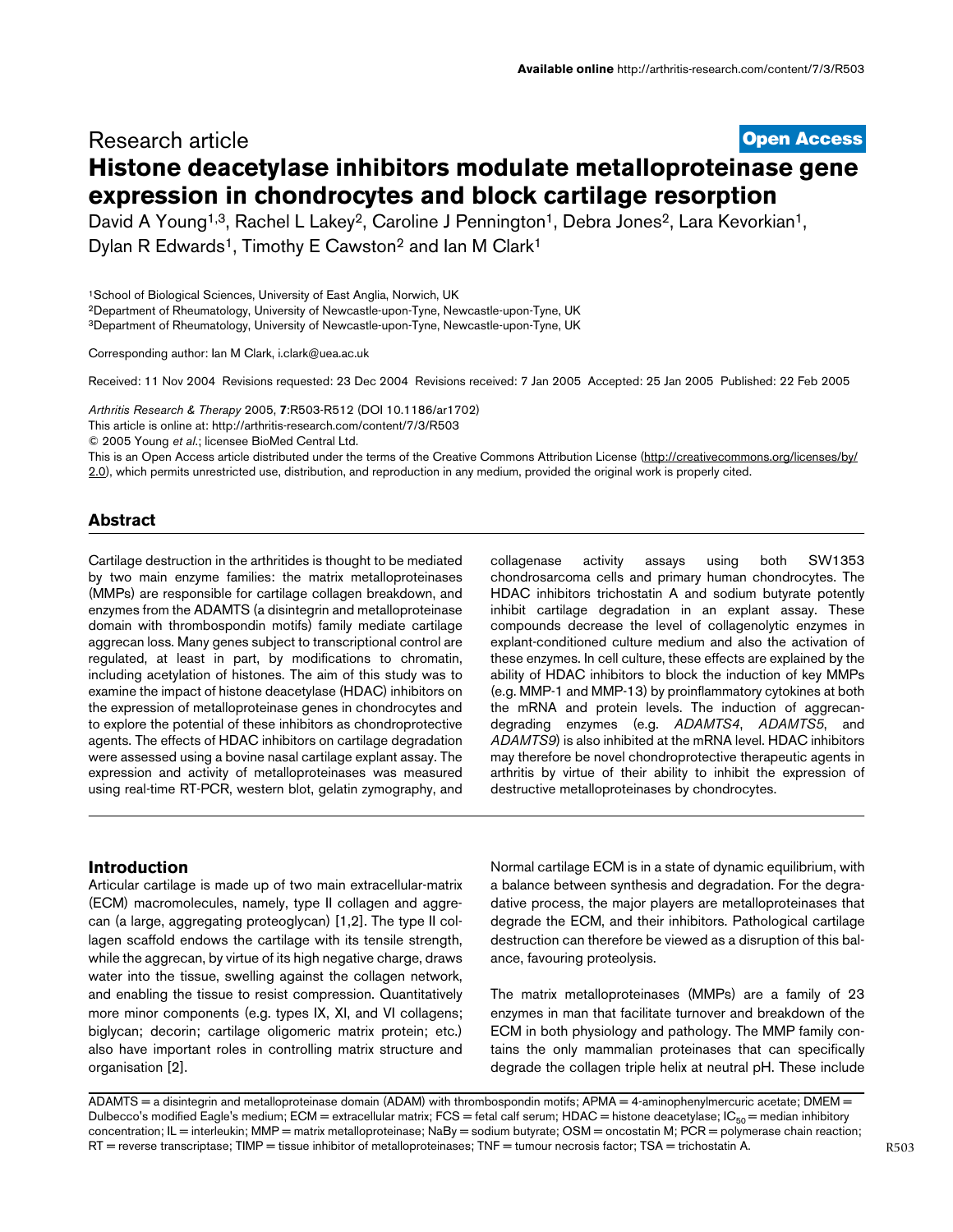Research article

**Open Access**

# Histone deacetylase inhibitors modulate metalloproteinase gene expression in chondrocytes and block cartilage resorption

David A Young[1,3], Rachel L Lakey[2], Caroline J Pennington[1], Debra Jones[2], Lara Kevorkian[1], Dylan R Edwards[1], Timothy E Cawston[2] and Ian M Clark[1]

[1]School of Biological Sciences, University of East Anglia, Norwich, UK
[2]Department of Rheumatology, University of Newcastle-upon-Tyne, Newcastle-upon-Tyne, UK
[3]Department of Rheumatology, University of Newcastle-upon-Tyne, Newcastle-upon-Tyne, UK

Corresponding author: Ian M Clark, i.clark@uea.ac.uk

Received: 11 Nov 2004 Revisions requested: 23 Dec 2004 Revisions received: 7 Jan 2005 Accepted: 25 Jan 2005 Published: 22 Feb 2005

*Arthritis Research & Therapy* 2005, **7**:R503-R512 (DOI 10.1186/ar1702)
This article is online at: http://arthritis-research.com/content/7/3/R503
© 2005 Young *et al*.; licensee BioMed Central Ltd.
This is an Open Access article distributed under the terms of the Creative Commons Attribution License (http://creativecommons.org/licenses/by/2.0), which permits unrestricted use, distribution, and reproduction in any medium, provided the original work is properly cited.

## Abstract

Cartilage destruction in the arthritides is thought to be mediated by two main enzyme families: the matrix metalloproteinases (MMPs) are responsible for cartilage collagen breakdown, and enzymes from the ADAMTS (a disintegrin and metalloproteinase domain with thrombospondin motifs) family mediate cartilage aggrecan loss. Many genes subject to transcriptional control are regulated, at least in part, by modifications to chromatin, including acetylation of histones. The aim of this study was to examine the impact of histone deacetylase (HDAC) inhibitors on the expression of metalloproteinase genes in chondrocytes and to explore the potential of these inhibitors as chondroprotective agents. The effects of HDAC inhibitors on cartilage degradation were assessed using a bovine nasal cartilage explant assay. The expression and activity of metalloproteinases was measured using real-time RT-PCR, western blot, gelatin zymography, and collagenase activity assays using both SW1353 chondrosarcoma cells and primary human chondrocytes. The HDAC inhibitors trichostatin A and sodium butyrate potently inhibit cartilage degradation in an explant assay. These compounds decrease the level of collagenolytic enzymes in explant-conditioned culture medium and also the activation of these enzymes. In cell culture, these effects are explained by the ability of HDAC inhibitors to block the induction of key MMPs (e.g. MMP-1 and MMP-13) by proinflammatory cytokines at both the mRNA and protein levels. The induction of aggrecan-degrading enzymes (e.g. *ADAMTS4*, *ADAMTS5*, and *ADAMTS9*) is also inhibited at the mRNA level. HDAC inhibitors may therefore be novel chondroprotective therapeutic agents in arthritis by virtue of their ability to inhibit the expression of destructive metalloproteinases by chondrocytes.

## Introduction

Articular cartilage is made up of two main extracellular-matrix (ECM) macromolecules, namely, type II collagen and aggrecan (a large, aggregating proteoglycan) [1,2]. The type II collagen scaffold endows the cartilage with its tensile strength, while the aggrecan, by virtue of its high negative charge, draws water into the tissue, swelling against the collagen network, and enabling the tissue to resist compression. Quantitatively more minor components (e.g. types IX, XI, and VI collagens; biglycan; decorin; cartilage oligomeric matrix protein; etc.) also have important roles in controlling matrix structure and organisation [2].

Normal cartilage ECM is in a state of dynamic equilibrium, with a balance between synthesis and degradation. For the degradative process, the major players are metalloproteinases that degrade the ECM, and their inhibitors. Pathological cartilage destruction can therefore be viewed as a disruption of this balance, favouring proteolysis.

The matrix metalloproteinases (MMPs) are a family of 23 enzymes in man that facilitate turnover and breakdown of the ECM in both physiology and pathology. The MMP family contains the only mammalian proteinases that can specifically degrade the collagen triple helix at neutral pH. These include

ADAMTS = a disintegrin and metalloproteinase domain (ADAM) with thrombospondin motifs; APMA = 4-aminophenylmercuric acetate; DMEM = Dulbecco's modified Eagle's medium; ECM = extracellular matrix; FCS = fetal calf serum; HDAC = histone deacetylase; $IC_{50}$ = median inhibitory concentration; IL = interleukin; MMP = matrix metalloproteinase; NaBy = sodium butyrate; OSM = oncostatin M; PCR = polymerase chain reaction; RT = reverse transcriptase; TIMP = tissue inhibitor of metalloproteinases; TNF = tumour necrosis factor; TSA = trichostatin A.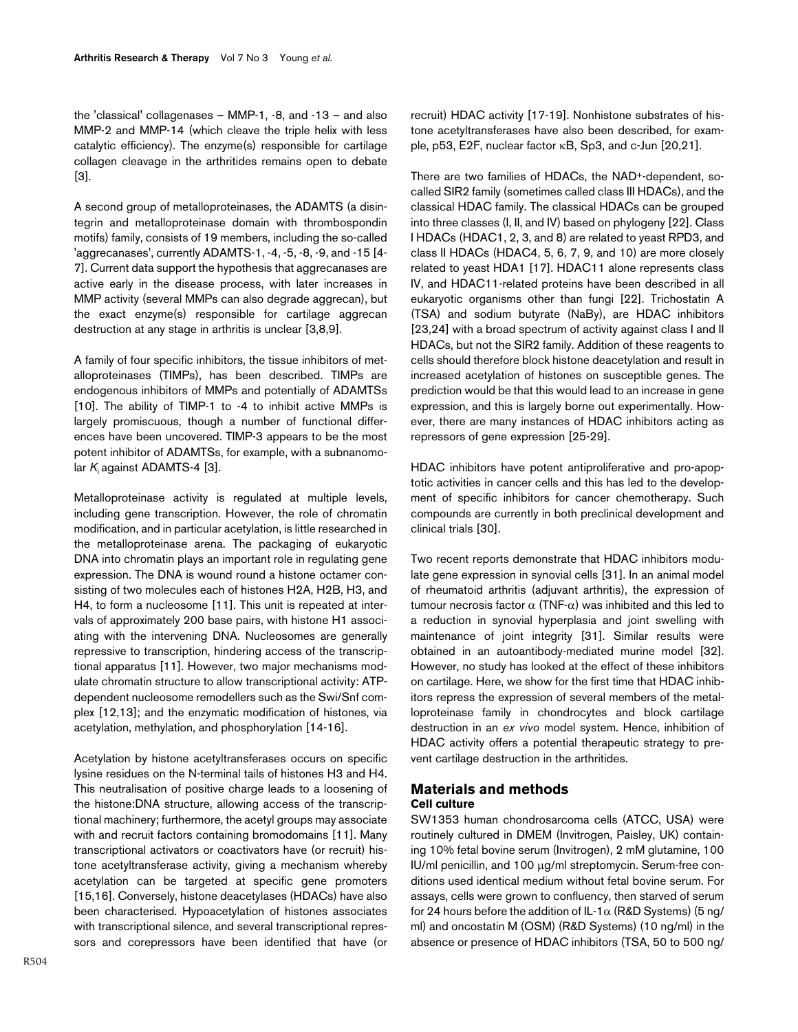the 'classical' collagenases – MMP-1, -8, and -13 – and also MMP-2 and MMP-14 (which cleave the triple helix with less catalytic efficiency). The enzyme(s) responsible for cartilage collagen cleavage in the arthritides remains open to debate [3].

A second group of metalloproteinases, the ADAMTS (a disintegrin and metalloproteinase domain with thrombospondin motifs) family, consists of 19 members, including the so-called 'aggrecanases', currently ADAMTS-1, -4, -5, -8, -9, and -15 [4-7]. Current data support the hypothesis that aggrecanases are active early in the disease process, with later increases in MMP activity (several MMPs can also degrade aggrecan), but the exact enzyme(s) responsible for cartilage aggrecan destruction at any stage in arthritis is unclear [3,8,9].

A family of four specific inhibitors, the tissue inhibitors of metalloproteinases (TIMPs), has been described. TIMPs are endogenous inhibitors of MMPs and potentially of ADAMTSs [10]. The ability of TIMP-1 to -4 to inhibit active MMPs is largely promiscuous, though a number of functional differences have been uncovered. TIMP-3 appears to be the most potent inhibitor of ADAMTSs, for example, with a subnanomolar $K_i$ against ADAMTS-4 [3].

Metalloproteinase activity is regulated at multiple levels, including gene transcription. However, the role of chromatin modification, and in particular acetylation, is little researched in the metalloproteinase arena. The packaging of eukaryotic DNA into chromatin plays an important role in regulating gene expression. The DNA is wound round a histone octamer consisting of two molecules each of histones H2A, H2B, H3, and H4, to form a nucleosome [11]. This unit is repeated at intervals of approximately 200 base pairs, with histone H1 associating with the intervening DNA. Nucleosomes are generally repressive to transcription, hindering access of the transcriptional apparatus [11]. However, two major mechanisms modulate chromatin structure to allow transcriptional activity: ATP-dependent nucleosome remodellers such as the Swi/Snf complex [12,13]; and the enzymatic modification of histones, via acetylation, methylation, and phosphorylation [14-16].

Acetylation by histone acetyltransferases occurs on specific lysine residues on the N-terminal tails of histones H3 and H4. This neutralisation of positive charge leads to a loosening of the histone:DNA structure, allowing access of the transcriptional machinery; furthermore, the acetyl groups may associate with and recruit factors containing bromodomains [11]. Many transcriptional activators or coactivators have (or recruit) histone acetyltransferase activity, giving a mechanism whereby acetylation can be targeted at specific gene promoters [15,16]. Conversely, histone deacetylases (HDACs) have also been characterised. Hypoacetylation of histones associates with transcriptional silence, and several transcriptional repressors and corepressors have been identified that have (or recruit) HDAC activity [17-19]. Nonhistone substrates of histone acetyltransferases have also been described, for example, p53, E2F, nuclear factor κB, Sp3, and c-Jun [20,21].

There are two families of HDACs, the $NAD^+$-dependent, so-called SIR2 family (sometimes called class III HDACs), and the classical HDAC family. The classical HDACs can be grouped into three classes (I, II, and IV) based on phylogeny [22]. Class I HDACs (HDAC1, 2, 3, and 8) are related to yeast RPD3, and class II HDACs (HDAC4, 5, 6, 7, 9, and 10) are more closely related to yeast HDA1 [17]. HDAC11 alone represents class IV, and HDAC11-related proteins have been described in all eukaryotic organisms other than fungi [22]. Trichostatin A (TSA) and sodium butyrate (NaBy), are HDAC inhibitors [23,24] with a broad spectrum of activity against class I and II HDACs, but not the SIR2 family. Addition of these reagents to cells should therefore block histone deacetylation and result in increased acetylation of histones on susceptible genes. The prediction would be that this would lead to an increase in gene expression, and this is largely borne out experimentally. However, there are many instances of HDAC inhibitors acting as repressors of gene expression [25-29].

HDAC inhibitors have potent antiproliferative and pro-apoptotic activities in cancer cells and this has led to the development of specific inhibitors for cancer chemotherapy. Such compounds are currently in both preclinical development and clinical trials [30].

Two recent reports demonstrate that HDAC inhibitors modulate gene expression in synovial cells [31]. In an animal model of rheumatoid arthritis (adjuvant arthritis), the expression of tumour necrosis factor α (TNF-α) was inhibited and this led to a reduction in synovial hyperplasia and joint swelling with maintenance of joint integrity [31]. Similar results were obtained in an autoantibody-mediated murine model [32]. However, no study has looked at the effect of these inhibitors on cartilage. Here, we show for the first time that HDAC inhibitors repress the expression of several members of the metalloproteinase family in chondrocytes and block cartilage destruction in an *ex vivo* model system. Hence, inhibition of HDAC activity offers a potential therapeutic strategy to prevent cartilage destruction in the arthritides.

## Materials and methods

### Cell culture

SW1353 human chondrosarcoma cells (ATCC, USA) were routinely cultured in DMEM (Invitrogen, Paisley, UK) containing 10% fetal bovine serum (Invitrogen), 2 mM glutamine, 100 IU/ml penicillin, and 100 μg/ml streptomycin. Serum-free conditions used identical medium without fetal bovine serum. For assays, cells were grown to confluency, then starved of serum for 24 hours before the addition of IL-1α (R&D Systems) (5 ng/ml) and oncostatin M (OSM) (R&D Systems) (10 ng/ml) in the absence or presence of HDAC inhibitors (TSA, 50 to 500 ng/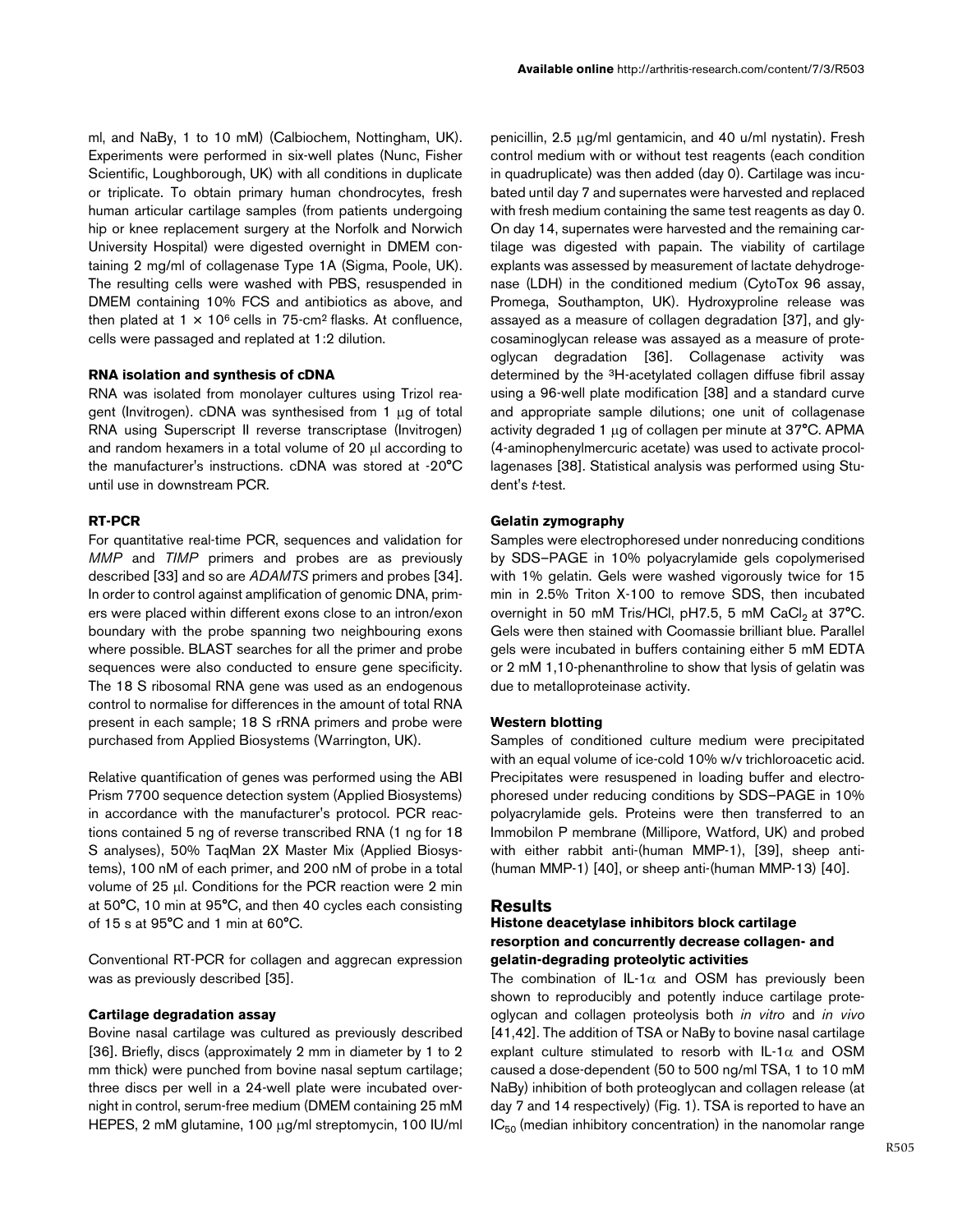ml, and NaBy, 1 to 10 mM) (Calbiochem, Nottingham, UK). Experiments were performed in six-well plates (Nunc, Fisher Scientific, Loughborough, UK) with all conditions in duplicate or triplicate. To obtain primary human chondrocytes, fresh human articular cartilage samples (from patients undergoing hip or knee replacement surgery at the Norfolk and Norwich University Hospital) were digested overnight in DMEM containing 2 mg/ml of collagenase Type 1A (Sigma, Poole, UK). The resulting cells were washed with PBS, resuspended in DMEM containing 10% FCS and antibiotics as above, and then plated at $1 \times 10^6$ cells in 75-$cm^2$ flasks. At confluence, cells were passaged and replated at 1:2 dilution.

#### RNA isolation and synthesis of cDNA

RNA was isolated from monolayer cultures using Trizol reagent (Invitrogen). cDNA was synthesised from 1 μg of total RNA using Superscript II reverse transcriptase (Invitrogen) and random hexamers in a total volume of 20 μl according to the manufacturer's instructions. cDNA was stored at -20°C until use in downstream PCR.

#### RT-PCR

For quantitative real-time PCR, sequences and validation for *MMP* and *TIMP* primers and probes are as previously described [33] and so are *ADAMTS* primers and probes [34]. In order to control against amplification of genomic DNA, primers were placed within different exons close to an intron/exon boundary with the probe spanning two neighbouring exons where possible. BLAST searches for all the primer and probe sequences were also conducted to ensure gene specificity. The 18 S ribosomal RNA gene was used as an endogenous control to normalise for differences in the amount of total RNA present in each sample; 18 S rRNA primers and probe were purchased from Applied Biosystems (Warrington, UK).

Relative quantification of genes was performed using the ABI Prism 7700 sequence detection system (Applied Biosystems) in accordance with the manufacturer's protocol. PCR reactions contained 5 ng of reverse transcribed RNA (1 ng for 18 S analyses), 50% TaqMan 2X Master Mix (Applied Biosystems), 100 nM of each primer, and 200 nM of probe in a total volume of 25 μl. Conditions for the PCR reaction were 2 min at 50°C, 10 min at 95°C, and then 40 cycles each consisting of 15 s at 95°C and 1 min at 60°C.

Conventional RT-PCR for collagen and aggrecan expression was as previously described [35].

#### Cartilage degradation assay

Bovine nasal cartilage was cultured as previously described [36]. Briefly, discs (approximately 2 mm in diameter by 1 to 2 mm thick) were punched from bovine nasal septum cartilage; three discs per well in a 24-well plate were incubated overnight in control, serum-free medium (DMEM containing 25 mM HEPES, 2 mM glutamine, 100 μg/ml streptomycin, 100 IU/ml penicillin, 2.5 μg/ml gentamicin, and 40 u/ml nystatin). Fresh control medium with or without test reagents (each condition in quadruplicate) was then added (day 0). Cartilage was incubated until day 7 and supernates were harvested and replaced with fresh medium containing the same test reagents as day 0. On day 14, supernates were harvested and the remaining cartilage was digested with papain. The viability of cartilage explants was assessed by measurement of lactate dehydrogenase (LDH) in the conditioned medium (CytoTox 96 assay, Promega, Southampton, UK). Hydroxyproline release was assayed as a measure of collagen degradation [37], and glycosaminoglycan release was assayed as a measure of proteoglycan degradation [36]. Collagenase activity was determined by the $^3$H-acetylated collagen diffuse fibril assay using a 96-well plate modification [38] and a standard curve and appropriate sample dilutions; one unit of collagenase activity degraded 1 μg of collagen per minute at 37°C. APMA (4-aminophenylmercuric acetate) was used to activate procollagenases [38]. Statistical analysis was performed using Student's *t*-test.

#### Gelatin zymography

Samples were electrophoresed under nonreducing conditions by SDS–PAGE in 10% polyacrylamide gels copolymerised with 1% gelatin. Gels were washed vigorously twice for 15 min in 2.5% Triton X-100 to remove SDS, then incubated overnight in 50 mM Tris/HCl, pH7.5, 5 mM $CaCl_2$ at 37°C. Gels were then stained with Coomassie brilliant blue. Parallel gels were incubated in buffers containing either 5 mM EDTA or 2 mM 1,10-phenanthroline to show that lysis of gelatin was due to metalloproteinase activity.

#### Western blotting

Samples of conditioned culture medium were precipitated with an equal volume of ice-cold 10% w/v trichloroacetic acid. Precipitates were resuspened in loading buffer and electrophoresed under reducing conditions by SDS–PAGE in 10% polyacrylamide gels. Proteins were then transferred to an Immobilon P membrane (Millipore, Watford, UK) and probed with either rabbit anti-(human MMP-1), [39], sheep anti-(human MMP-1) [40], or sheep anti-(human MMP-13) [40].

## Results

### Histone deacetylase inhibitors block cartilage resorption and concurrently decrease collagen- and gelatin-degrading proteolytic activities

The combination of IL-1α and OSM has previously been shown to reproducibly and potently induce cartilage proteoglycan and collagen proteolysis both *in vitro* and *in vivo* [41,42]. The addition of TSA or NaBy to bovine nasal cartilage explant culture stimulated to resorb with IL-1α and OSM caused a dose-dependent (50 to 500 ng/ml TSA, 1 to 10 mM NaBy) inhibition of both proteoglycan and collagen release (at day 7 and 14 respectively) (Fig. 1). TSA is reported to have an $IC_{50}$ (median inhibitory concentration) in the nanomolar range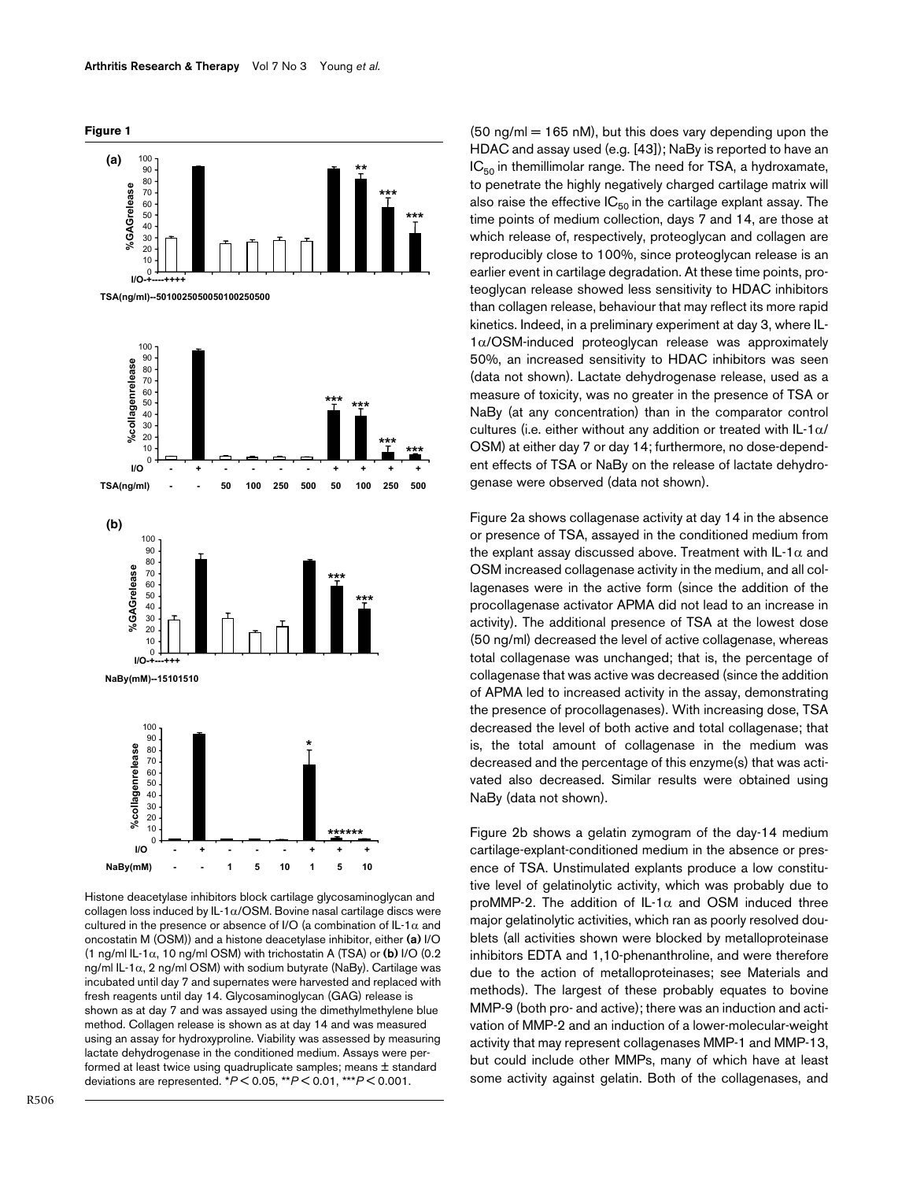**Figure 1**

Histone deacetylase inhibitors block cartilage glycosaminoglycan and collagen loss induced by IL-1α/OSM. Bovine nasal cartilage discs were cultured in the presence or absence of I/O (a combination of IL-1α and oncostatin M (OSM)) and a histone deacetylase inhibitor, either **(a)** I/O (1 ng/ml IL-1α, 10 ng/ml OSM) with trichostatin A (TSA) or **(b)** I/O (0.2 ng/ml IL-1α, 2 ng/ml OSM) with sodium butyrate (NaBy). Cartilage was incubated until day 7 and supernates were harvested and replaced with fresh reagents until day 14. Glycosaminoglycan (GAG) release is shown as at day 7 and was assayed using the dimethylmethylene blue method. Collagen release is shown as at day 14 and was measured using an assay for hydroxyproline. Viability was assessed by measuring lactate dehydrogenase in the conditioned medium. Assays were performed at least twice using quadruplicate samples; means ± standard deviations are represented. *$P < 0.05$, **$P < 0.01$, ***$P < 0.001$.

(50 ng/ml = 165 nM), but this does vary depending upon the HDAC and assay used (e.g. [43]); NaBy is reported to have an $IC_{50}$ in themillimolar range. The need for TSA, a hydroxamate, to penetrate the highly negatively charged cartilage matrix will also raise the effective $IC_{50}$ in the cartilage explant assay. The time points of medium collection, days 7 and 14, are those at which release of, respectively, proteoglycan and collagen are reproducibly close to 100%, since proteoglycan release is an earlier event in cartilage degradation. At these time points, proteoglycan release showed less sensitivity to HDAC inhibitors than collagen release, behaviour that may reflect its more rapid kinetics. Indeed, in a preliminary experiment at day 3, where IL-1α/OSM-induced proteoglycan release was approximately 50%, an increased sensitivity to HDAC inhibitors was seen (data not shown). Lactate dehydrogenase release, used as a measure of toxicity, was no greater in the presence of TSA or NaBy (at any concentration) than in the comparator control cultures (i.e. either without any addition or treated with IL-1α/OSM) at either day 7 or day 14; furthermore, no dose-dependent effects of TSA or NaBy on the release of lactate dehydrogenase were observed (data not shown).

Figure 2a shows collagenase activity at day 14 in the absence or presence of TSA, assayed in the conditioned medium from the explant assay discussed above. Treatment with IL-1α and OSM increased collagenase activity in the medium, and all collagenases were in the active form (since the addition of the procollagenase activator APMA did not lead to an increase in activity). The additional presence of TSA at the lowest dose (50 ng/ml) decreased the level of active collagenase, whereas total collagenase was unchanged; that is, the percentage of collagenase that was active was decreased (since the addition of APMA led to increased activity in the assay, demonstrating the presence of procollagenases). With increasing dose, TSA decreased the level of both active and total collagenase; that is, the total amount of collagenase in the medium was decreased and the percentage of this enzyme(s) that was activated also decreased. Similar results were obtained using NaBy (data not shown).

Figure 2b shows a gelatin zymogram of the day-14 medium cartilage-explant-conditioned medium in the absence or presence of TSA. Unstimulated explants produce a low constitutive level of gelatinolytic activity, which was probably due to proMMP-2. The addition of IL-1α and OSM induced three major gelatinolytic activities, which ran as poorly resolved doublets (all activities shown were blocked by metalloproteinase inhibitors EDTA and 1,10-phenanthroline, and were therefore due to the action of metalloproteinases; see Materials and methods). The largest of these probably equates to bovine MMP-9 (both pro- and active); there was an induction and activation of MMP-2 and an induction of a lower-molecular-weight activity that may represent collagenases MMP-1 and MMP-13, but could include other MMPs, many of which have at least some activity against gelatin. Both of the collagenases, and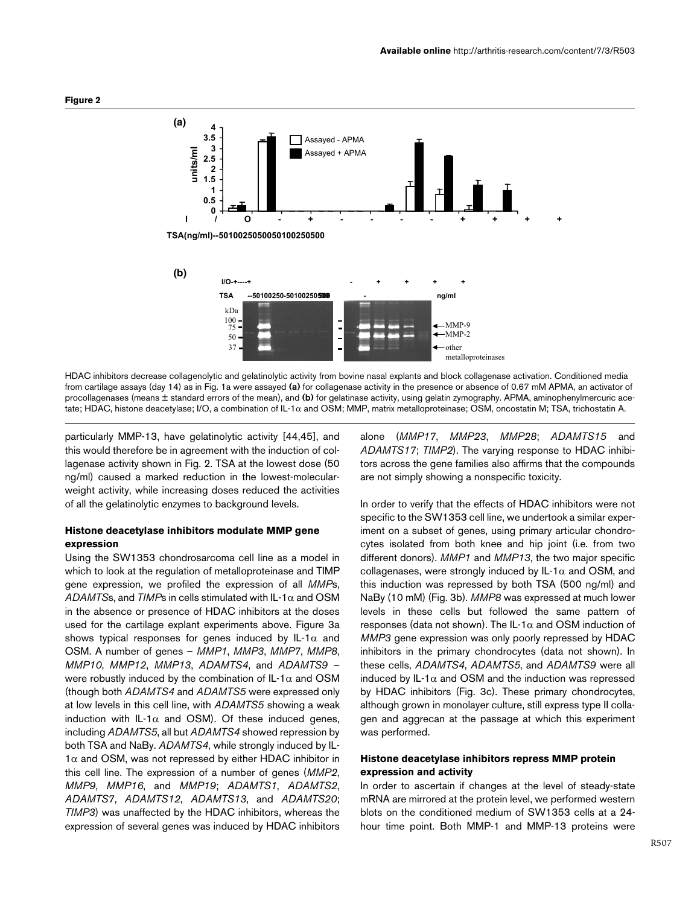**Figure 2**

HDAC inhibitors decrease collagenolytic and gelatinolytic activity from bovine nasal explants and block collagenase activation. Conditioned media from cartilage assays (day 14) as in Fig. 1a were assayed **(a)** for collagenase activity in the presence or absence of 0.67 mM APMA, an activator of procollagenases (means ± standard errors of the mean), and **(b)** for gelatinase activity, using gelatin zymography. APMA, aminophenylmercuric acetate; HDAC, histone deacetylase; I/O, a combination of IL-1α and OSM; MMP, matrix metalloproteinase; OSM, oncostatin M; TSA, trichostatin A.

particularly MMP-13, have gelatinolytic activity [44,45], and this would therefore be in agreement with the induction of collagenase activity shown in Fig. 2. TSA at the lowest dose (50 ng/ml) caused a marked reduction in the lowest-molecular-weight activity, while increasing doses reduced the activities of all the gelatinolytic enzymes to background levels.

### Histone deacetylase inhibitors modulate MMP gene expression

Using the SW1353 chondrosarcoma cell line as a model in which to look at the regulation of metalloproteinase and TIMP gene expression, we profiled the expression of all *MMP*s, *ADAMTS*s, and *TIMP*s in cells stimulated with IL-1α and OSM in the absence or presence of HDAC inhibitors at the doses used for the cartilage explant experiments above. Figure 3a shows typical responses for genes induced by IL-1α and OSM. A number of genes – *MMP1*, *MMP3*, *MMP7*, *MMP8*, *MMP10*, *MMP12*, *MMP13*, *ADAMTS4*, and *ADAMTS9* – were robustly induced by the combination of IL-1α and OSM (though both *ADAMTS4* and *ADAMTS5* were expressed only at low levels in this cell line, with *ADAMTS5* showing a weak induction with IL-1α and OSM). Of these induced genes, including *ADAMTS5*, all but *ADAMTS4* showed repression by both TSA and NaBy. *ADAMTS4*, while strongly induced by IL-1α and OSM, was not repressed by either HDAC inhibitor in this cell line. The expression of a number of genes (*MMP2*, *MMP9*, *MMP16*, and *MMP19*; *ADAMTS1*, *ADAMTS2*, *ADAMTS7*, *ADAMTS12*, *ADAMTS13*, and *ADAMTS20*; *TIMP3*) was unaffected by the HDAC inhibitors, whereas the expression of several genes was induced by HDAC inhibitors alone (*MMP17*, *MMP23*, *MMP28*; *ADAMTS15* and *ADAMTS17*; *TIMP2*). The varying response to HDAC inhibitors across the gene families also affirms that the compounds are not simply showing a nonspecific toxicity.

In order to verify that the effects of HDAC inhibitors were not specific to the SW1353 cell line, we undertook a similar experiment on a subset of genes, using primary articular chondrocytes isolated from both knee and hip joint (i.e. from two different donors). *MMP1* and *MMP13*, the two major specific collagenases, were strongly induced by IL-1α and OSM, and this induction was repressed by both TSA (500 ng/ml) and NaBy (10 mM) (Fig. 3b). *MMP8* was expressed at much lower levels in these cells but followed the same pattern of responses (data not shown). The IL-1α and OSM induction of *MMP3* gene expression was only poorly repressed by HDAC inhibitors in the primary chondrocytes (data not shown). In these cells, *ADAMTS4*, *ADAMTS5*, and *ADAMTS9* were all induced by IL-1α and OSM and the induction was repressed by HDAC inhibitors (Fig. 3c). These primary chondrocytes, although grown in monolayer culture, still express type II collagen and aggrecan at the passage at which this experiment was performed.

### Histone deacetylase inhibitors repress MMP protein expression and activity

In order to ascertain if changes at the level of steady-state mRNA are mirrored at the protein level, we performed western blots on the conditioned medium of SW1353 cells at a 24-hour time point. Both MMP-1 and MMP-13 proteins were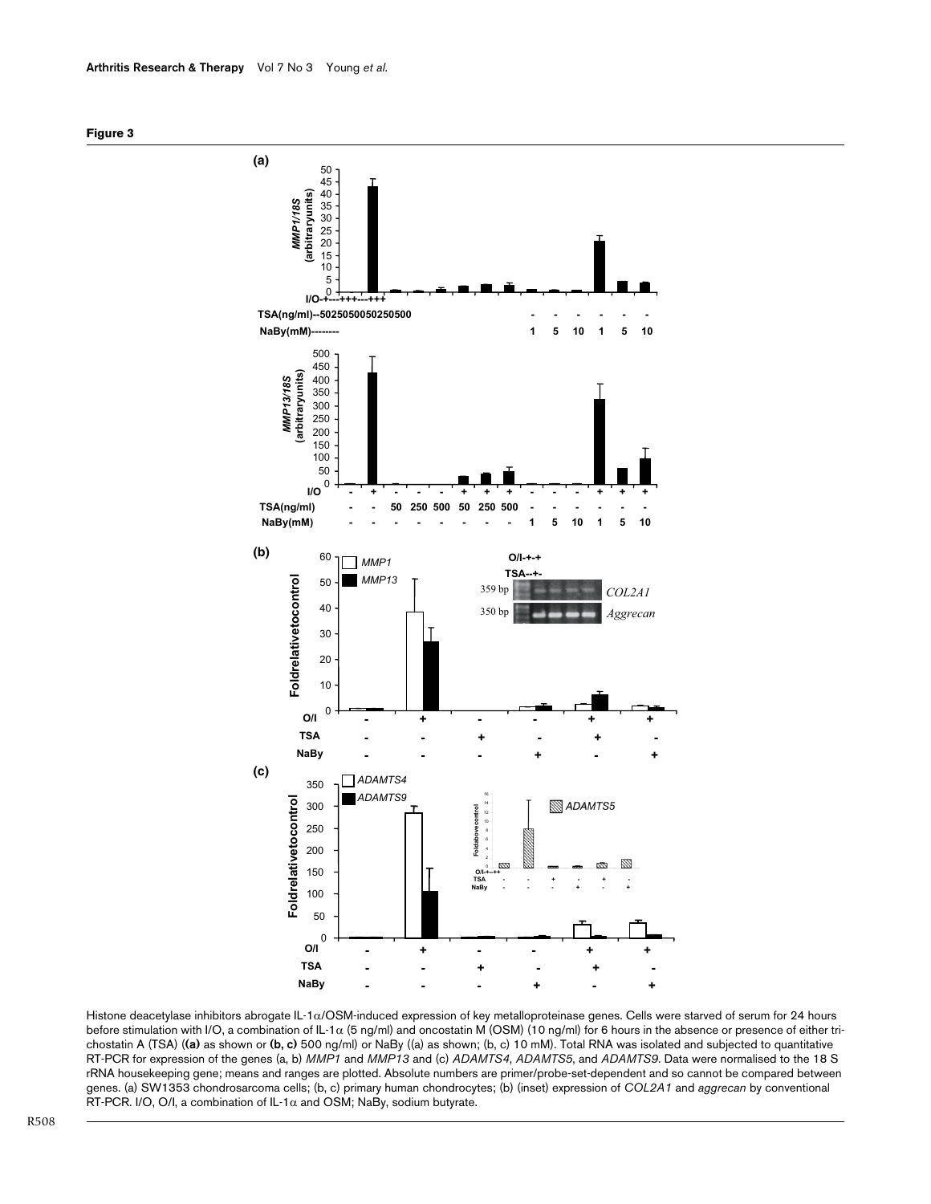**Figure 3**

Histone deacetylase inhibitors abrogate IL-1α/OSM-induced expression of key metalloproteinase genes. Cells were starved of serum for 24 hours before stimulation with I/O, a combination of IL-1α (5 ng/ml) and oncostatin M (OSM) (10 ng/ml) for 6 hours in the absence or presence of either trichostatin A (TSA) (**(a)** as shown or **(b, c)** 500 ng/ml) or NaBy ((a) as shown; (b, c) 10 mM). Total RNA was isolated and subjected to quantitative RT-PCR for expression of the genes (a, b) *MMP1* and *MMP13* and (c) *ADAMTS4*, *ADAMTS5*, and *ADAMTS9*. Data were normalised to the 18 S rRNA housekeeping gene; means and ranges are plotted. Absolute numbers are primer/probe-set-dependent and so cannot be compared between genes. (a) SW1353 chondrosarcoma cells; (b, c) primary human chondrocytes; (b) (inset) expression of *COL2A1* and *aggrecan* by conventional RT-PCR. I/O, O/I, a combination of IL-1α and OSM; NaBy, sodium butyrate.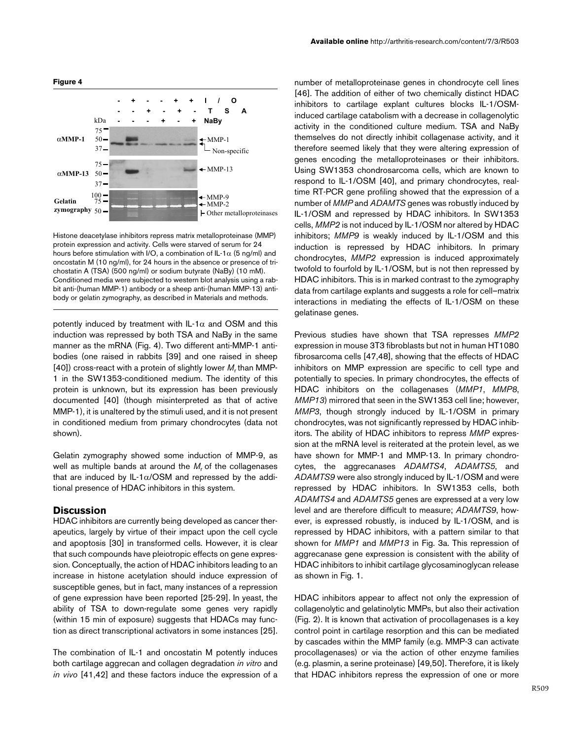**Figure 4**

Histone deacetylase inhibitors repress matrix metalloproteinase (MMP) protein expression and activity. Cells were starved of serum for 24 hours before stimulation with I/O, a combination of IL-1α (5 ng/ml) and oncostatin M (10 ng/ml), for 24 hours in the absence or presence of trichostatin A (TSA) (500 ng/ml) or sodium butyrate (NaBy) (10 mM). Conditioned media were subjected to western blot analysis using a rabbit anti-(human MMP-1) antibody or a sheep anti-(human MMP-13) antibody or gelatin zymography, as described in Materials and methods.

potently induced by treatment with IL-1α and OSM and this induction was repressed by both TSA and NaBy in the same manner as the mRNA (Fig. 4). Two different anti-MMP-1 antibodies (one raised in rabbits [39] and one raised in sheep [40]) cross-react with a protein of slightly lower $M_r$ than MMP-1 in the SW1353-conditioned medium. The identity of this protein is unknown, but its expression has been previously documented [40] (though misinterpreted as that of active MMP-1), it is unaltered by the stimuli used, and it is not present in conditioned medium from primary chondrocytes (data not shown).

Gelatin zymography showed some induction of MMP-9, as well as multiple bands at around the $M_r$ of the collagenases that are induced by IL-1α/OSM and repressed by the additional presence of HDAC inhibitors in this system.

## Discussion

HDAC inhibitors are currently being developed as cancer therapeutics, largely by virtue of their impact upon the cell cycle and apoptosis [30] in transformed cells. However, it is clear that such compounds have pleiotropic effects on gene expression. Conceptually, the action of HDAC inhibitors leading to an increase in histone acetylation should induce expression of susceptible genes, but in fact, many instances of a repression of gene expression have been reported [25-29]. In yeast, the ability of TSA to down-regulate some genes very rapidly (within 15 min of exposure) suggests that HDACs may function as direct transcriptional activators in some instances [25].

The combination of IL-1 and oncostatin M potently induces both cartilage aggrecan and collagen degradation *in vitro* and *in vivo* [41,42] and these factors induce the expression of a number of metalloproteinase genes in chondrocyte cell lines [46]. The addition of either of two chemically distinct HDAC inhibitors to cartilage explant cultures blocks IL-1/OSM-induced cartilage catabolism with a decrease in collagenolytic activity in the conditioned culture medium. TSA and NaBy themselves do not directly inhibit collagenase activity, and it therefore seemed likely that they were altering expression of genes encoding the metalloproteinases or their inhibitors. Using SW1353 chondrosarcoma cells, which are known to respond to IL-1/OSM [40], and primary chondrocytes, real-time RT-PCR gene profiling showed that the expression of a number of *MMP* and *ADAMTS* genes was robustly induced by IL-1/OSM and repressed by HDAC inhibitors. In SW1353 cells, *MMP2* is not induced by IL-1/OSM nor altered by HDAC inhibitors; *MMP9* is weakly induced by IL-1/OSM and this induction is repressed by HDAC inhibitors. In primary chondrocytes, *MMP2* expression is induced approximately twofold to fourfold by IL-1/OSM, but is not then repressed by HDAC inhibitors. This is in marked contrast to the zymography data from cartilage explants and suggests a role for cell–matrix interactions in mediating the effects of IL-1/OSM on these gelatinase genes.

Previous studies have shown that TSA represses *MMP2* expression in mouse 3T3 fibroblasts but not in human HT1080 fibrosarcoma cells [47,48], showing that the effects of HDAC inhibitors on MMP expression are specific to cell type and potentially to species. In primary chondrocytes, the effects of HDAC inhibitors on the collagenases (*MMP1*, *MMP8*, *MMP13*) mirrored that seen in the SW1353 cell line; however, *MMP3*, though strongly induced by IL-1/OSM in primary chondrocytes, was not significantly repressed by HDAC inhibitors. The ability of HDAC inhibitors to repress *MMP* expression at the mRNA level is reiterated at the protein level, as we have shown for MMP-1 and MMP-13. In primary chondrocytes, the aggrecanases *ADAMTS4*, *ADAMTS5*, and *ADAMTS9* were also strongly induced by IL-1/OSM and were repressed by HDAC inhibitors. In SW1353 cells, both *ADAMTS4* and *ADAMTS5* genes are expressed at a very low level and are therefore difficult to measure; *ADAMTS9*, however, is expressed robustly, is induced by IL-1/OSM, and is repressed by HDAC inhibitors, with a pattern similar to that shown for *MMP1* and *MMP13* in Fig. 3a. This repression of aggrecanase gene expression is consistent with the ability of HDAC inhibitors to inhibit cartilage glycosaminoglycan release as shown in Fig. 1.

HDAC inhibitors appear to affect not only the expression of collagenolytic and gelatinolytic MMPs, but also their activation (Fig. 2). It is known that activation of procollagenases is a key control point in cartilage resorption and this can be mediated by cascades within the MMP family (e.g. MMP-3 can activate procollagenases) or via the action of other enzyme families (e.g. plasmin, a serine proteinase) [49,50]. Therefore, it is likely that HDAC inhibitors repress the expression of one or more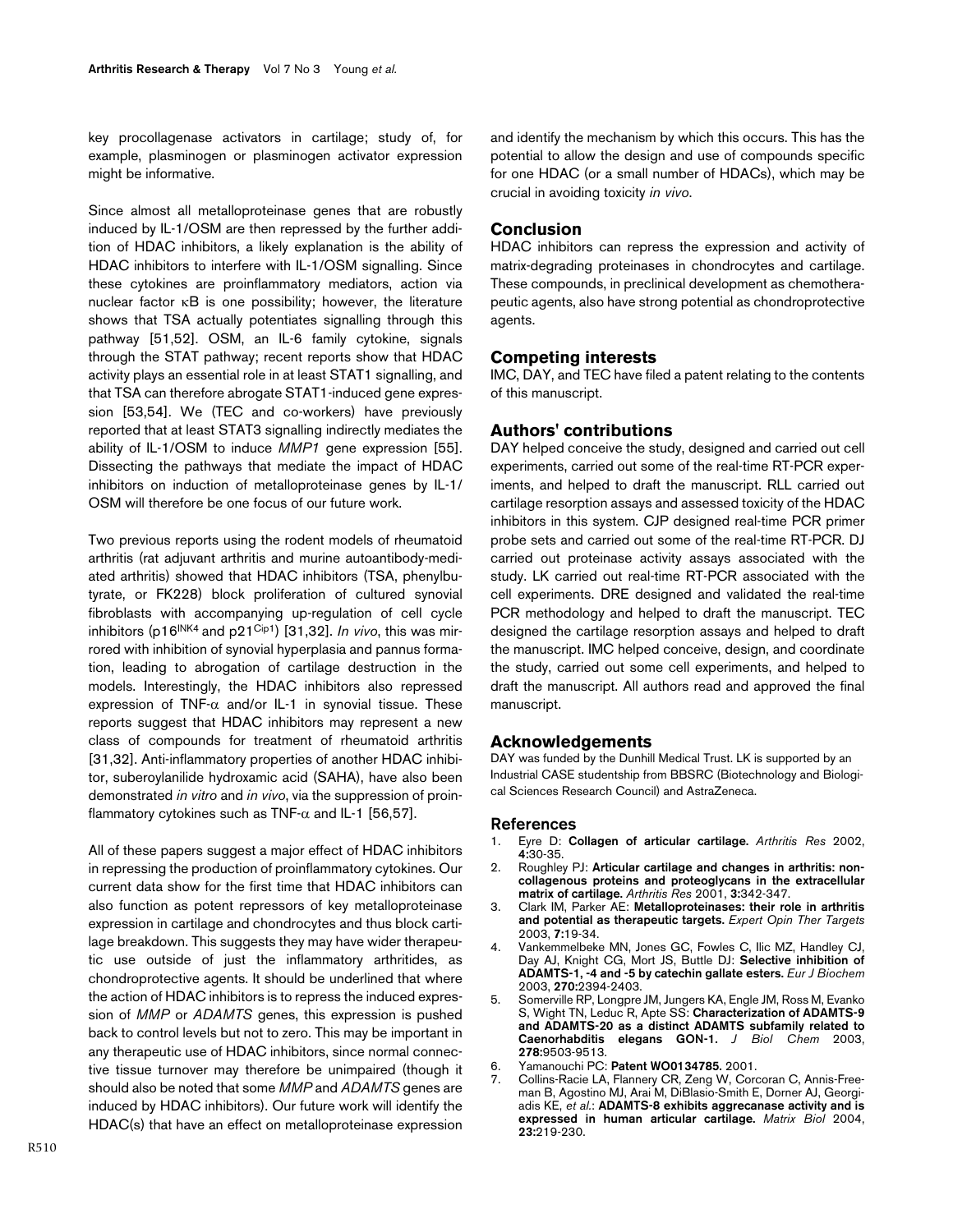key procollagenase activators in cartilage; study of, for example, plasminogen or plasminogen activator expression might be informative.

Since almost all metalloproteinase genes that are robustly induced by IL-1/OSM are then repressed by the further addition of HDAC inhibitors, a likely explanation is the ability of HDAC inhibitors to interfere with IL-1/OSM signalling. Since these cytokines are proinflammatory mediators, action via nuclear factor κB is one possibility; however, the literature shows that TSA actually potentiates signalling through this pathway [51,52]. OSM, an IL-6 family cytokine, signals through the STAT pathway; recent reports show that HDAC activity plays an essential role in at least STAT1 signalling, and that TSA can therefore abrogate STAT1-induced gene expression [53,54]. We (TEC and co-workers) have previously reported that at least STAT3 signalling indirectly mediates the ability of IL-1/OSM to induce *MMP1* gene expression [55]. Dissecting the pathways that mediate the impact of HDAC inhibitors on induction of metalloproteinase genes by IL-1/OSM will therefore be one focus of our future work.

Two previous reports using the rodent models of rheumatoid arthritis (rat adjuvant arthritis and murine autoantibody-mediated arthritis) showed that HDAC inhibitors (TSA, phenylbutyrate, or FK228) block proliferation of cultured synovial fibroblasts with accompanying up-regulation of cell cycle inhibitors (p16$^{INK4}$ and p21$^{Cip1}$) [31,32]. *In vivo*, this was mirrored with inhibition of synovial hyperplasia and pannus formation, leading to abrogation of cartilage destruction in the models. Interestingly, the HDAC inhibitors also repressed expression of TNF-α and/or IL-1 in synovial tissue. These reports suggest that HDAC inhibitors may represent a new class of compounds for treatment of rheumatoid arthritis [31,32]. Anti-inflammatory properties of another HDAC inhibitor, suberoylanilide hydroxamic acid (SAHA), have also been demonstrated *in vitro* and *in vivo*, via the suppression of proinflammatory cytokines such as TNF-α and IL-1 [56,57].

All of these papers suggest a major effect of HDAC inhibitors in repressing the production of proinflammatory cytokines. Our current data show for the first time that HDAC inhibitors can also function as potent repressors of key metalloproteinase expression in cartilage and chondrocytes and thus block cartilage breakdown. This suggests they may have wider therapeutic use outside of just the inflammatory arthritides, as chondroprotective agents. It should be underlined that where the action of HDAC inhibitors is to repress the induced expression of *MMP* or *ADAMTS* genes, this expression is pushed back to control levels but not to zero. This may be important in any therapeutic use of HDAC inhibitors, since normal connective tissue turnover may therefore be unimpaired (though it should also be noted that some *MMP* and *ADAMTS* genes are induced by HDAC inhibitors). Our future work will identify the HDAC(s) that have an effect on metalloproteinase expression and identify the mechanism by which this occurs. This has the potential to allow the design and use of compounds specific for one HDAC (or a small number of HDACs), which may be crucial in avoiding toxicity *in vivo*.

## Conclusion

HDAC inhibitors can repress the expression and activity of matrix-degrading proteinases in chondrocytes and cartilage. These compounds, in preclinical development as chemotherapeutic agents, also have strong potential as chondroprotective agents.

## Competing interests

IMC, DAY, and TEC have filed a patent relating to the contents of this manuscript.

## Authors' contributions

DAY helped conceive the study, designed and carried out cell experiments, carried out some of the real-time RT-PCR experiments, and helped to draft the manuscript. RLL carried out cartilage resorption assays and assessed toxicity of the HDAC inhibitors in this system. CJP designed real-time PCR primer probe sets and carried out some of the real-time RT-PCR. DJ carried out proteinase activity assays associated with the study. LK carried out real-time RT-PCR associated with the cell experiments. DRE designed and validated the real-time PCR methodology and helped to draft the manuscript. TEC designed the cartilage resorption assays and helped to draft the manuscript. IMC helped conceive, design, and coordinate the study, carried out some cell experiments, and helped to draft the manuscript. All authors read and approved the final manuscript.

## Acknowledgements

DAY was funded by the Dunhill Medical Trust. LK is supported by an Industrial CASE studentship from BBSRC (Biotechnology and Biological Sciences Research Council) and AstraZeneca.

## References

1. Eyre D: **Collagen of articular cartilage.** *Arthritis Res* 2002, **4:**30-35.
2. Roughley PJ: **Articular cartilage and changes in arthritis: noncollagenous proteins and proteoglycans in the extracellular matrix of cartilage.** *Arthritis Res* 2001, **3:**342-347.
3. Clark IM, Parker AE: **Metalloproteinases: their role in arthritis and potential as therapeutic targets.** *Expert Opin Ther Targets* 2003, **7:**19-34.
4. Vankemmelbeke MN, Jones GC, Fowles C, Ilic MZ, Handley CJ, Day AJ, Knight CG, Mort JS, Buttle DJ: **Selective inhibition of ADAMTS-1, -4 and -5 by catechin gallate esters.** *Eur J Biochem* 2003, **270:**2394-2403.
5. Somerville RP, Longpre JM, Jungers KA, Engle JM, Ross M, Evanko S, Wight TN, Leduc R, Apte SS: **Characterization of ADAMTS-9 and ADAMTS-20 as a distinct ADAMTS subfamily related to Caenorhabditis elegans GON-1.** *J Biol Chem* 2003, **278:**9503-9513.
6. Yamanouchi PC: **Patent WO0134785.** 2001.
7. Collins-Racie LA, Flannery CR, Zeng W, Corcoran C, Annis-Freeman B, Agostino MJ, Arai M, DiBlasio-Smith E, Dorner AJ, Georgiadis KE, *et al.*: **ADAMTS-8 exhibits aggrecanase activity and is expressed in human articular cartilage.** *Matrix Biol* 2004, **23:**219-230.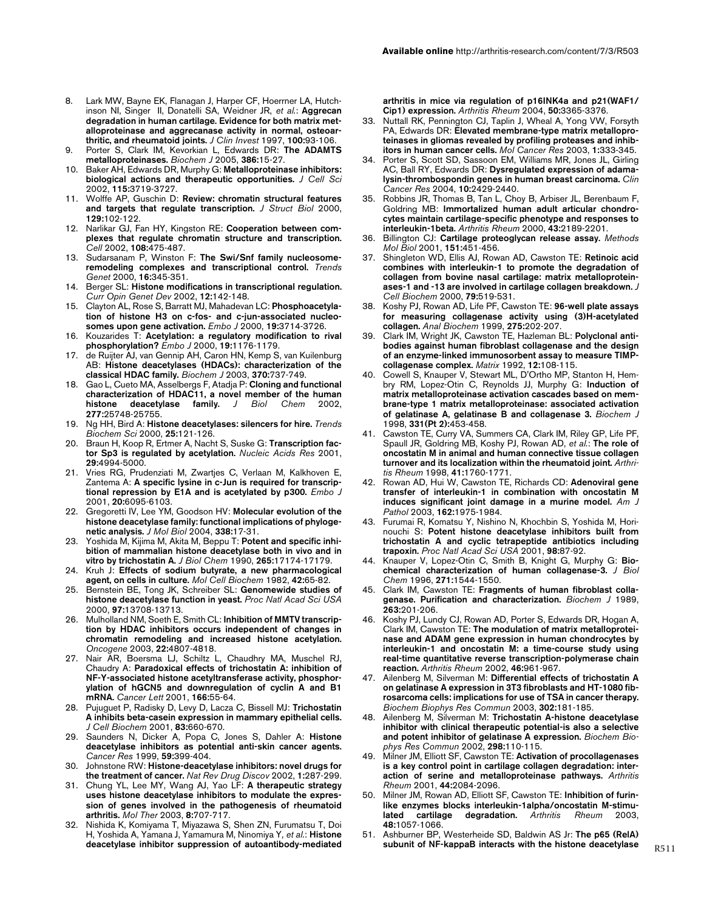8. Lark MW, Bayne EK, Flanagan J, Harper CF, Hoerrner LA, Hutchinson NI, Singer II, Donatelli SA, Weidner JR, *et al.*: **Aggrecan degradation in human cartilage. Evidence for both matrix metalloproteinase and aggrecanase activity in normal, osteoarthritic, and rheumatoid joints.** *J Clin Invest* 1997, **100:**93-106.
9. Porter S, Clark IM, Kevorkian L, Edwards DR: **The ADAMTS metalloproteinases.** *Biochem J* 2005, **386:**15-27.
10. Baker AH, Edwards DR, Murphy G: **Metalloproteinase inhibitors: biological actions and therapeutic opportunities.** *J Cell Sci* 2002, **115:**3719-3727.
11. Wolffe AP, Guschin D: **Review: chromatin structural features and targets that regulate transcription.** *J Struct Biol* 2000, **129:**102-122.
12. Narlikar GJ, Fan HY, Kingston RE: **Cooperation between complexes that regulate chromatin structure and transcription.** *Cell* 2002, **108:**475-487.
13. Sudarsanam P, Winston F: **The Swi/Snf family nucleosome-remodeling complexes and transcriptional control.** *Trends Genet* 2000, **16:**345-351.
14. Berger SL: **Histone modifications in transcriptional regulation.** *Curr Opin Genet Dev* 2002, **12:**142-148.
15. Clayton AL, Rose S, Barratt MJ, Mahadevan LC: **Phosphoacetylation of histone H3 on c-fos- and c-jun-associated nucleosomes upon gene activation.** *Embo J* 2000, **19:**3714-3726.
16. Kouzarides T: **Acetylation: a regulatory modification to rival phosphorylation?** *Embo J* 2000, **19:**1176-1179.
17. de Ruijter AJ, van Gennip AH, Caron HN, Kemp S, van Kuilenburg AB: **Histone deacetylases (HDACs): characterization of the classical HDAC family.** *Biochem J* 2003, **370:**737-749.
18. Gao L, Cueto MA, Asselbergs F, Atadja P: **Cloning and functional characterization of HDAC11, a novel member of the human histone deacetylase family.** *J Biol Chem* 2002, **277:**25748-25755.
19. Ng HH, Bird A: **Histone deacetylases: silencers for hire.** *Trends Biochem Sci* 2000, **25:**121-126.
20. Braun H, Koop R, Ertmer A, Nacht S, Suske G: **Transcription factor Sp3 is regulated by acetylation.** *Nucleic Acids Res* 2001, **29:**4994-5000.
21. Vries RG, Prudenziati M, Zwartjes C, Verlaan M, Kalkhoven E, Zantema A: **A specific lysine in c-Jun is required for transcriptional repression by E1A and is acetylated by p300.** *Embo J* 2001, **20:**6095-6103.
22. Gregoretti IV, Lee YM, Goodson HV: **Molecular evolution of the histone deacetylase family: functional implications of phylogenetic analysis.** *J Mol Biol* 2004, **338:**17-31.
23. Yoshida M, Kijima M, Akita M, Beppu T: **Potent and specific inhibition of mammalian histone deacetylase both in vivo and in vitro by trichostatin A.** *J Biol Chem* 1990, **265:**17174-17179.
24. Kruh J: **Effects of sodium butyrate, a new pharmacological agent, on cells in culture.** *Mol Cell Biochem* 1982, **42:**65-82.
25. Bernstein BE, Tong JK, Schreiber SL: **Genomewide studies of histone deacetylase function in yeast.** *Proc Natl Acad Sci USA* 2000, **97:**13708-13713.
26. Mulholland NM, Soeth E, Smith CL: **Inhibition of MMTV transcription by HDAC inhibitors occurs independent of changes in chromatin remodeling and increased histone acetylation.** *Oncogene* 2003, **22:**4807-4818.
27. Nair AR, Boersma LJ, Schiltz L, Chaudhry MA, Muschel RJ, Chaudry A: **Paradoxical effects of trichostatin A: inhibition of NF-Y-associated histone acetyltransferase activity, phosphorylation of hGCN5 and downregulation of cyclin A and B1 mRNA.** *Cancer Lett* 2001, **166:**55-64.
28. Pujuguet P, Radisky D, Levy D, Lacza C, Bissell MJ: **Trichostatin A inhibits beta-casein expression in mammary epithelial cells.** *J Cell Biochem* 2001, **83:**660-670.
29. Saunders N, Dicker A, Popa C, Jones S, Dahler A: **Histone deacetylase inhibitors as potential anti-skin cancer agents.** *Cancer Res* 1999, **59:**399-404.
30. Johnstone RW: **Histone-deacetylase inhibitors: novel drugs for the treatment of cancer.** *Nat Rev Drug Discov* 2002, **1:**287-299.
31. Chung YL, Lee MY, Wang AJ, Yao LF: **A therapeutic strategy uses histone deacetylase inhibitors to modulate the expression of genes involved in the pathogenesis of rheumatoid arthritis.** *Mol Ther* 2003, **8:**707-717.
32. Nishida K, Komiyama T, Miyazawa S, Shen ZN, Furumatsu T, Doi H, Yoshida A, Yamana J, Yamamura M, Ninomiya Y, *et al.*: **Histone deacetylase inhibitor suppression of autoantibody-mediated arthritis in mice via regulation of p16INK4a and p21(WAF1/Cip1) expression.** *Arthritis Rheum* 2004, **50:**3365-3376.
33. Nuttall RK, Pennington CJ, Taplin J, Wheal A, Yong VW, Forsyth PA, Edwards DR: **Elevated membrane-type matrix metalloproteinases in gliomas revealed by profiling proteases and inhibitors in human cancer cells.** *Mol Cancer Res* 2003, **1:**333-345.
34. Porter S, Scott SD, Sassoon EM, Williams MR, Jones JL, Girling AC, Ball RY, Edwards DR: **Dysregulated expression of adamalysin-thrombospondin genes in human breast carcinoma.** *Clin Cancer Res* 2004, **10:**2429-2440.
35. Robbins JR, Thomas B, Tan L, Choy B, Arbiser JL, Berenbaum F, Goldring MB: **Immortalized human adult articular chondrocytes maintain cartilage-specific phenotype and responses to interleukin-1beta.** *Arthritis Rheum* 2000, **43:**2189-2201.
36. Billington CJ: **Cartilage proteoglycan release assay.** *Methods Mol Biol* 2001, **151:**451-456.
37. Shingleton WD, Ellis AJ, Rowan AD, Cawston TE: **Retinoic acid combines with interleukin-1 to promote the degradation of collagen from bovine nasal cartilage: matrix metalloproteinases-1 and -13 are involved in cartilage collagen breakdown.** *J Cell Biochem* 2000, **79:**519-531.
38. Koshy PJ, Rowan AD, Life PF, Cawston TE: **96-well plate assays for measuring collagenase activity using (3)H-acetylated collagen.** *Anal Biochem* 1999, **275:**202-207.
39. Clark IM, Wright JK, Cawston TE, Hazleman BL: **Polyclonal antibodies against human fibroblast collagenase and the design of an enzyme-linked immunosorbent assay to measure TIMP-collagenase complex.** *Matrix* 1992, **12:**108-115.
40. Cowell S, Knauper V, Stewart ML, D'Ortho MP, Stanton H, Hembry RM, Lopez-Otin C, Reynolds JJ, Murphy G: **Induction of matrix metalloproteinase activation cascades based on membrane-type 1 matrix metalloproteinase: associated activation of gelatinase A, gelatinase B and collagenase 3.** *Biochem J* 1998, **331(Pt 2):**453-458.
41. Cawston TE, Curry VA, Summers CA, Clark IM, Riley GP, Life PF, Spaull JR, Goldring MB, Koshy PJ, Rowan AD, *et al.*: **The role of oncostatin M in animal and human connective tissue collagen turnover and its localization within the rheumatoid joint.** *Arthritis Rheum* 1998, **41:**1760-1771.
42. Rowan AD, Hui W, Cawston TE, Richards CD: **Adenoviral gene transfer of interleukin-1 in combination with oncostatin M induces significant joint damage in a murine model.** *Am J Pathol* 2003, **162:**1975-1984.
43. Furumai R, Komatsu Y, Nishino N, Khochbin S, Yoshida M, Horinouchi S: **Potent histone deacetylase inhibitors built from trichostatin A and cyclic tetrapeptide antibiotics including trapoxin.** *Proc Natl Acad Sci USA* 2001, **98:**87-92.
44. Knauper V, Lopez-Otin C, Smith B, Knight G, Murphy G: **Biochemical characterization of human collagenase-3.** *J Biol Chem* 1996, **271:**1544-1550.
45. Clark IM, Cawston TE: **Fragments of human fibroblast collagenase. Purification and characterization.** *Biochem J* 1989, **263:**201-206.
46. Koshy PJ, Lundy CJ, Rowan AD, Porter S, Edwards DR, Hogan A, Clark IM, Cawston TE: **The modulation of matrix metalloproteinase and ADAM gene expression in human chondrocytes by interleukin-1 and oncostatin M: a time-course study using real-time quantitative reverse transcription-polymerase chain reaction.** *Arthritis Rheum* 2002, **46:**961-967.
47. Ailenberg M, Silverman M: **Differential effects of trichostatin A on gelatinase A expression in 3T3 fibroblasts and HT-1080 fibrosarcoma cells: implications for use of TSA in cancer therapy.** *Biochem Biophys Res Commun* 2003, **302:**181-185.
48. Ailenberg M, Silverman M: **Trichostatin A-histone deacetylase inhibitor with clinical therapeutic potential-is also a selective and potent inhibitor of gelatinase A expression.** *Biochem Biophys Res Commun* 2002, **298:**110-115.
49. Milner JM, Elliott SF, Cawston TE: **Activation of procollagenases is a key control point in cartilage collagen degradation: interaction of serine and metalloproteinase pathways.** *Arthritis Rheum* 2001, **44:**2084-2096.
50. Milner JM, Rowan AD, Elliott SF, Cawston TE: **Inhibition of furin-like enzymes blocks interleukin-1alpha/oncostatin M-stimulated cartilage degradation.** *Arthritis Rheum* 2003, **48:**1057-1066.
51. Ashburner BP, Westerheide SD, Baldwin AS Jr: **The p65 (RelA) subunit of NF-kappaB interacts with the histone deacetylase**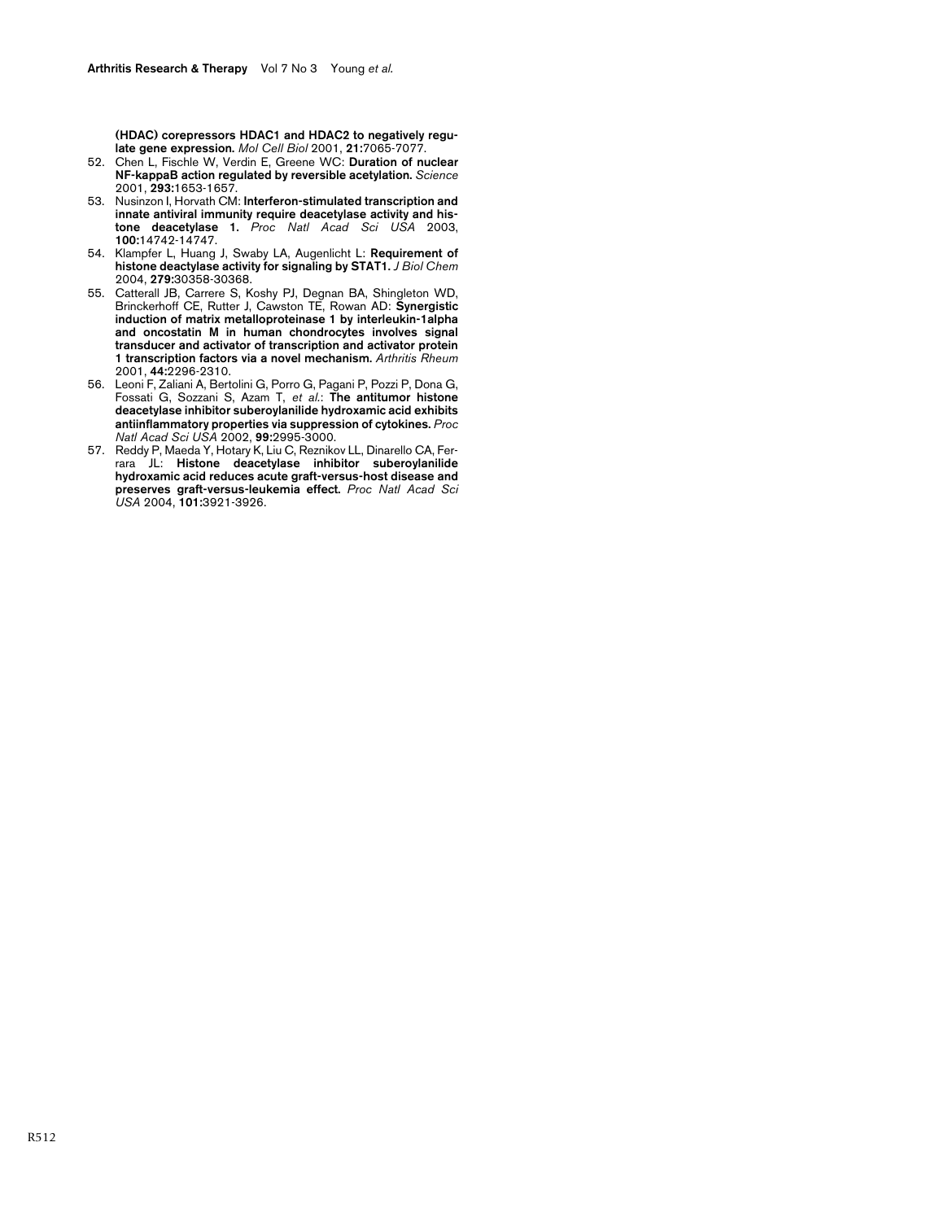**(HDAC) corepressors HDAC1 and HDAC2 to negatively regulate gene expression.** *Mol Cell Biol* 2001, **21:**7065-7077.

52. Chen L, Fischle W, Verdin E, Greene WC: **Duration of nuclear NF-kappaB action regulated by reversible acetylation.** *Science* 2001, **293:**1653-1657.
53. Nusinzon I, Horvath CM: **Interferon-stimulated transcription and innate antiviral immunity require deacetylase activity and histone deacetylase 1.** *Proc Natl Acad Sci USA* 2003, **100:**14742-14747.
54. Klampfer L, Huang J, Swaby LA, Augenlicht L: **Requirement of histone deactylase activity for signaling by STAT1.** *J Biol Chem* 2004, **279:**30358-30368.
55. Catterall JB, Carrere S, Koshy PJ, Degnan BA, Shingleton WD, Brinckerhoff CE, Rutter J, Cawston TE, Rowan AD: **Synergistic induction of matrix metalloproteinase 1 by interleukin-1alpha and oncostatin M in human chondrocytes involves signal transducer and activator of transcription and activator protein 1 transcription factors via a novel mechanism.** *Arthritis Rheum* 2001, **44:**2296-2310.
56. Leoni F, Zaliani A, Bertolini G, Porro G, Pagani P, Pozzi P, Dona G, Fossati G, Sozzani S, Azam T, *et al.*: **The antitumor histone deacetylase inhibitor suberoylanilide hydroxamic acid exhibits antiinflammatory properties via suppression of cytokines.** *Proc Natl Acad Sci USA* 2002, **99:**2995-3000.
57. Reddy P, Maeda Y, Hotary K, Liu C, Reznikov LL, Dinarello CA, Ferrara JL: **Histone deacetylase inhibitor suberoylanilide hydroxamic acid reduces acute graft-versus-host disease and preserves graft-versus-leukemia effect.** *Proc Natl Acad Sci USA* 2004, **101:**3921-3926.